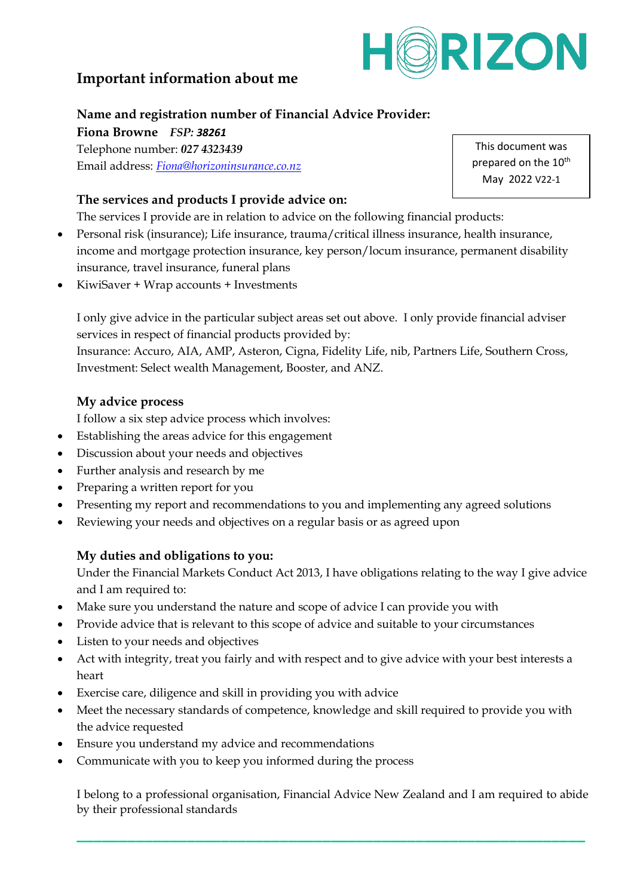HORIZON

# Important information about me

This document was prepared on the 10th May 2022 V22-1

### Name and registration number of Financial Advice Provider:

**Fiona Browne** ***FSP: 38261***
Telephone number: ***027 4323439***
Email address: *Fiona@horizoninsurance.co.nz*

### The services and products I provide advice on:

The services I provide are in relation to advice on the following financial products:

- Personal risk (insurance); Life insurance, trauma/critical illness insurance, health insurance, income and mortgage protection insurance, key person/locum insurance, permanent disability insurance, travel insurance, funeral plans
- KiwiSaver + Wrap accounts + Investments

I only give advice in the particular subject areas set out above. I only provide financial adviser services in respect of financial products provided by:
Insurance: Accuro, AIA, AMP, Asteron, Cigna, Fidelity Life, nib, Partners Life, Southern Cross,
Investment: Select wealth Management, Booster, and ANZ.

### My advice process

I follow a six step advice process which involves:

- Establishing the areas advice for this engagement
- Discussion about your needs and objectives
- Further analysis and research by me
- Preparing a written report for you
- Presenting my report and recommendations to you and implementing any agreed solutions
- Reviewing your needs and objectives on a regular basis or as agreed upon

### My duties and obligations to you:

Under the Financial Markets Conduct Act 2013, I have obligations relating to the way I give advice and I am required to:

- Make sure you understand the nature and scope of advice I can provide you with
- Provide advice that is relevant to this scope of advice and suitable to your circumstances
- Listen to your needs and objectives
- Act with integrity, treat you fairly and with respect and to give advice with your best interests a heart
- Exercise care, diligence and skill in providing you with advice
- Meet the necessary standards of competence, knowledge and skill required to provide you with the advice requested
- Ensure you understand my advice and recommendations
- Communicate with you to keep you informed during the process

I belong to a professional organisation, Financial Advice New Zealand and I am required to abide by their professional standards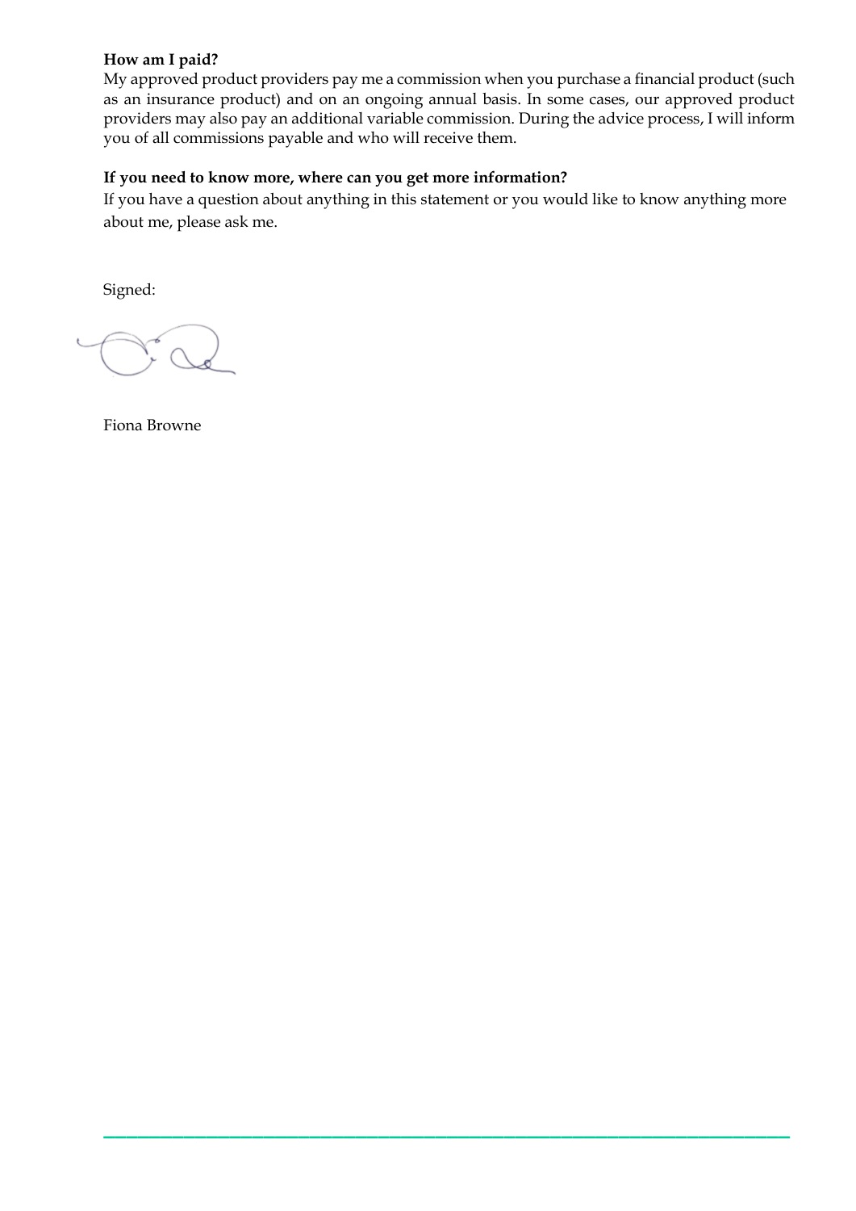**How am I paid?**

My approved product providers pay me a commission when you purchase a financial product (such as an insurance product) and on an ongoing annual basis. In some cases, our approved product providers may also pay an additional variable commission. During the advice process, I will inform you of all commissions payable and who will receive them.

**If you need to know more, where can you get more information?**

If you have a question about anything in this statement or you would like to know anything more about me, please ask me.

Signed:

Fiona Browne